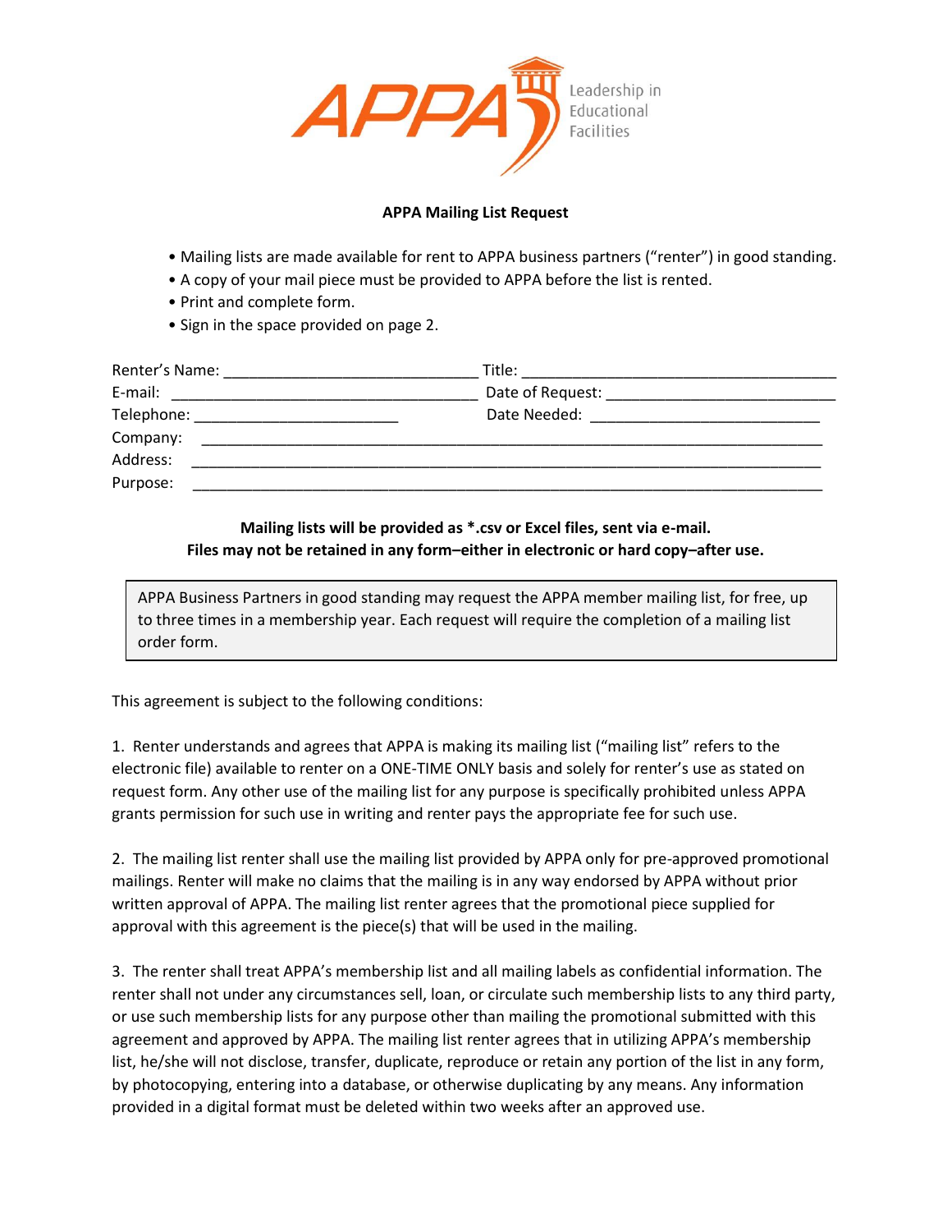APPA Leadership in Educational Facilities

**APPA Mailing List Request**

- Mailing lists are made available for rent to APPA business partners ("renter") in good standing.
- A copy of your mail piece must be provided to APPA before the list is rented.
- Print and complete form.
- Sign in the space provided on page 2.

Renter's Name: ______________________________ Title: _____________________________________

E-mail: ____________________________________ Date of Request: ___________________________

Telephone: ________________________ Date Needed: ___________________________

Company: ___________________________________________________________________________

Address: ___________________________________________________________________________

Purpose: ___________________________________________________________________________

**Mailing lists will be provided as *.csv or Excel files, sent via e-mail.**
**Files may not be retained in any form–either in electronic or hard copy–after use.**

> APPA Business Partners in good standing may request the APPA member mailing list, for free, up to three times in a membership year. Each request will require the completion of a mailing list order form.

This agreement is subject to the following conditions:

1. Renter understands and agrees that APPA is making its mailing list ("mailing list" refers to the electronic file) available to renter on a ONE-TIME ONLY basis and solely for renter's use as stated on request form. Any other use of the mailing list for any purpose is specifically prohibited unless APPA grants permission for such use in writing and renter pays the appropriate fee for such use.

2. The mailing list renter shall use the mailing list provided by APPA only for pre-approved promotional mailings. Renter will make no claims that the mailing is in any way endorsed by APPA without prior written approval of APPA. The mailing list renter agrees that the promotional piece supplied for approval with this agreement is the piece(s) that will be used in the mailing.

3. The renter shall treat APPA's membership list and all mailing labels as confidential information. The renter shall not under any circumstances sell, loan, or circulate such membership lists to any third party, or use such membership lists for any purpose other than mailing the promotional submitted with this agreement and approved by APPA. The mailing list renter agrees that in utilizing APPA's membership list, he/she will not disclose, transfer, duplicate, reproduce or retain any portion of the list in any form, by photocopying, entering into a database, or otherwise duplicating by any means. Any information provided in a digital format must be deleted within two weeks after an approved use.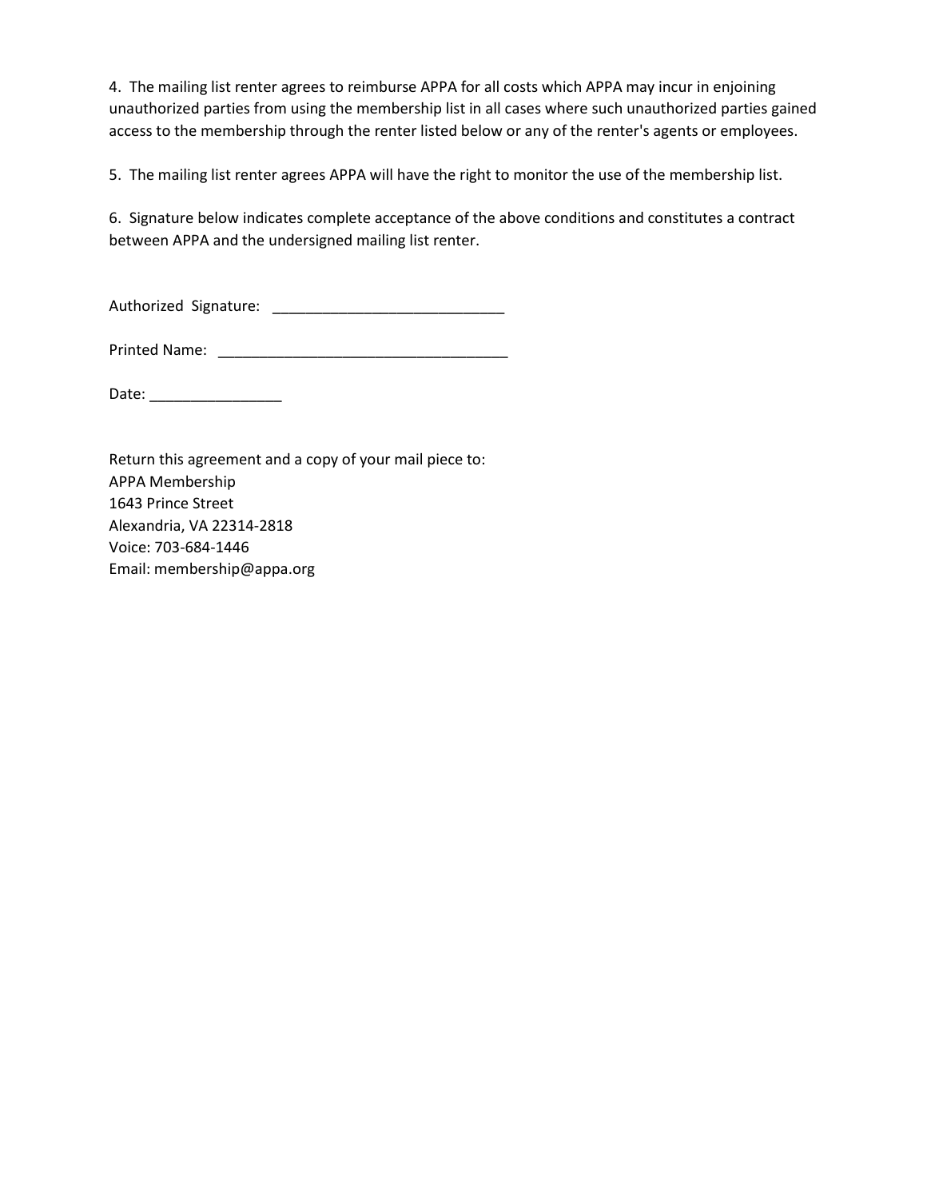4. The mailing list renter agrees to reimburse APPA for all costs which APPA may incur in enjoining unauthorized parties from using the membership list in all cases where such unauthorized parties gained access to the membership through the renter listed below or any of the renter's agents or employees.

5. The mailing list renter agrees APPA will have the right to monitor the use of the membership list.

6. Signature below indicates complete acceptance of the above conditions and constitutes a contract between APPA and the undersigned mailing list renter.

Authorized Signature: ____________________________

Printed Name: ___________________________________

Date: ________________

Return this agreement and a copy of your mail piece to:
APPA Membership
1643 Prince Street
Alexandria, VA 22314-2818
Voice: 703-684-1446
Email: membership@appa.org